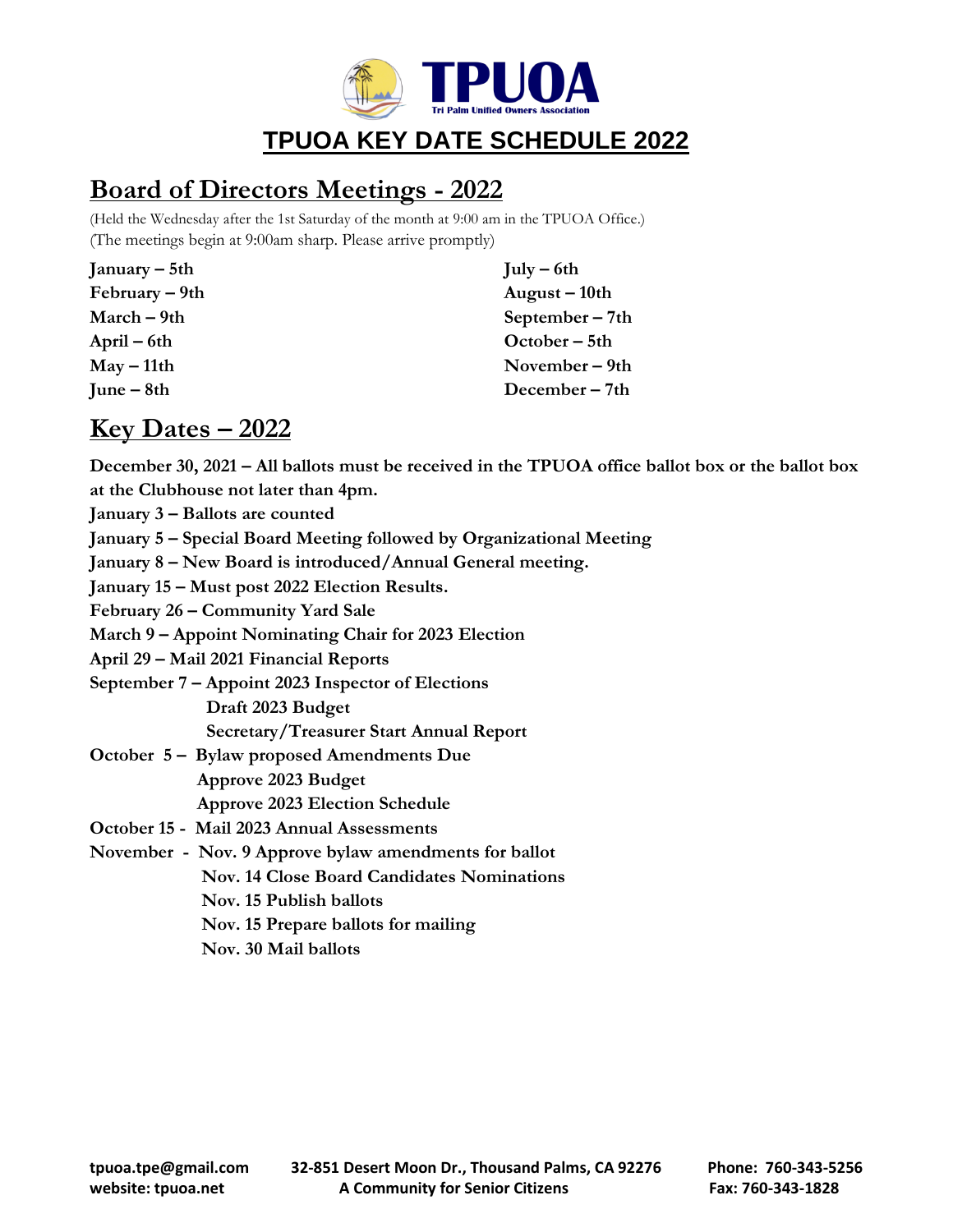TPUOA

Tri Palm Unified Owners Association

# TPUOA KEY DATE SCHEDULE 2022

## Board of Directors Meetings - 2022

(Held the Wednesday after the 1st Saturday of the month at 9:00 am in the TPUOA Office.)
(The meetings begin at 9:00am sharp. Please arrive promptly)

**January – 5th**
**February – 9th**
**March – 9th**
**April – 6th**
**May – 11th**
**June – 8th**
**July – 6th**
**August – 10th**
**September – 7th**
**October – 5th**
**November – 9th**
**December – 7th**

## Key Dates – 2022

**December 30, 2021 – All ballots must be received in the TPUOA office ballot box or the ballot box at the Clubhouse not later than 4pm.**
**January 3 – Ballots are counted**
**January 5 – Special Board Meeting followed by Organizational Meeting**
**January 8 – New Board is introduced/Annual General meeting.**
**January 15 – Must post 2022 Election Results.**
**February 26 – Community Yard Sale**
**March 9 – Appoint Nominating Chair for 2023 Election**
**April 29 – Mail 2021 Financial Reports**
**September 7 – Appoint 2023 Inspector of Elections**
**Draft 2023 Budget**
**Secretary/Treasurer Start Annual Report**
**October 5 – Bylaw proposed Amendments Due**
**Approve 2023 Budget**
**Approve 2023 Election Schedule**
**October 15 - Mail 2023 Annual Assessments**
**November - Nov. 9 Approve bylaw amendments for ballot**
**Nov. 14 Close Board Candidates Nominations**
**Nov. 15 Publish ballots**
**Nov. 15 Prepare ballots for mailing**
**Nov. 30 Mail ballots**

tpuoa.tpe@gmail.com
website: tpuoa.net

32-851 Desert Moon Dr., Thousand Palms, CA 92276
A Community for Senior Citizens

Phone: 760-343-5256
Fax: 760-343-1828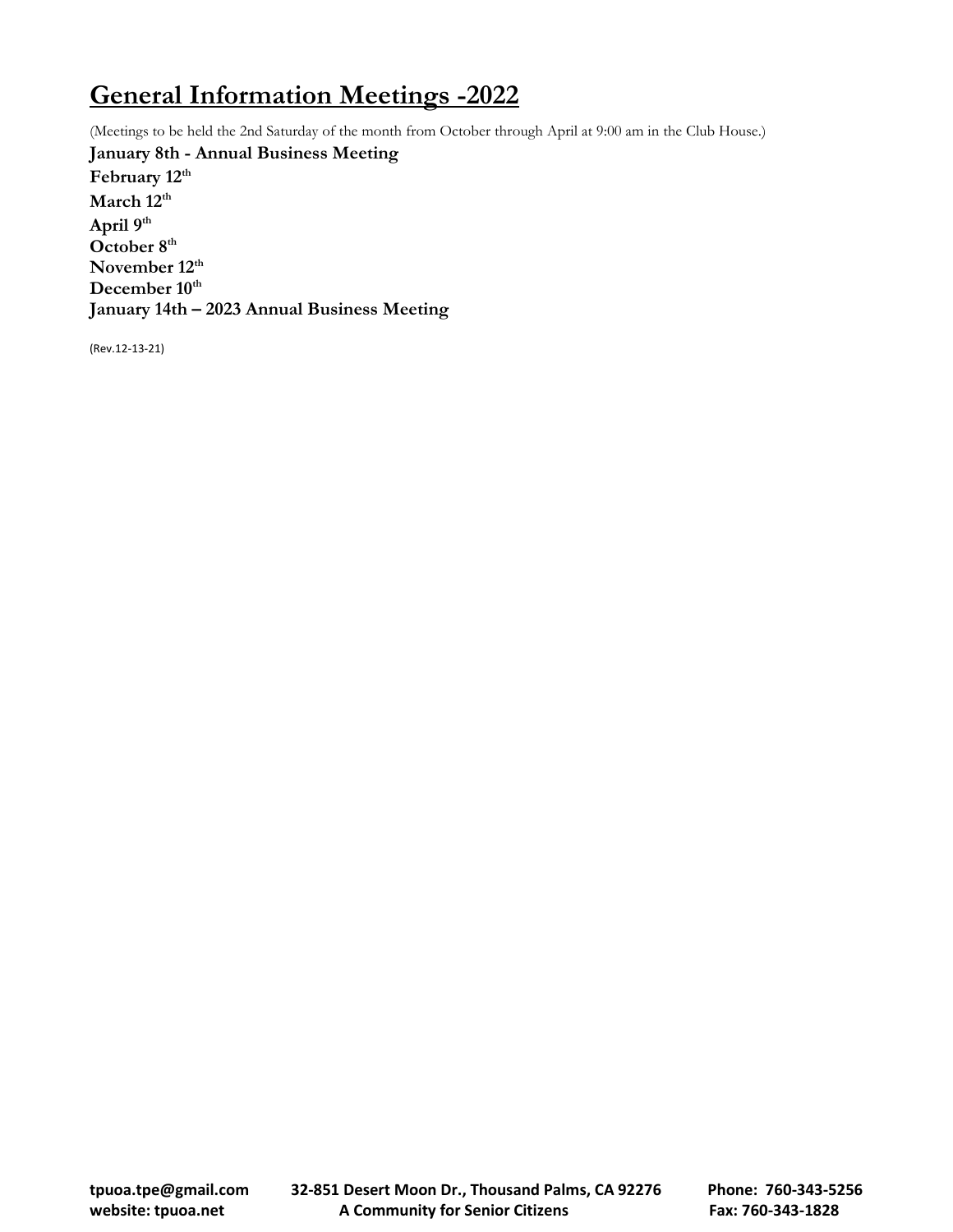# General Information Meetings -2022

(Meetings to be held the 2nd Saturday of the month from October through April at 9:00 am in the Club House.)

**January 8th - Annual Business Meeting**
**February 12th**
**March 12th**
**April 9th**
**October 8th**
**November 12th**
**December 10th**
**January 14th – 2023 Annual Business Meeting**

(Rev.12-13-21)